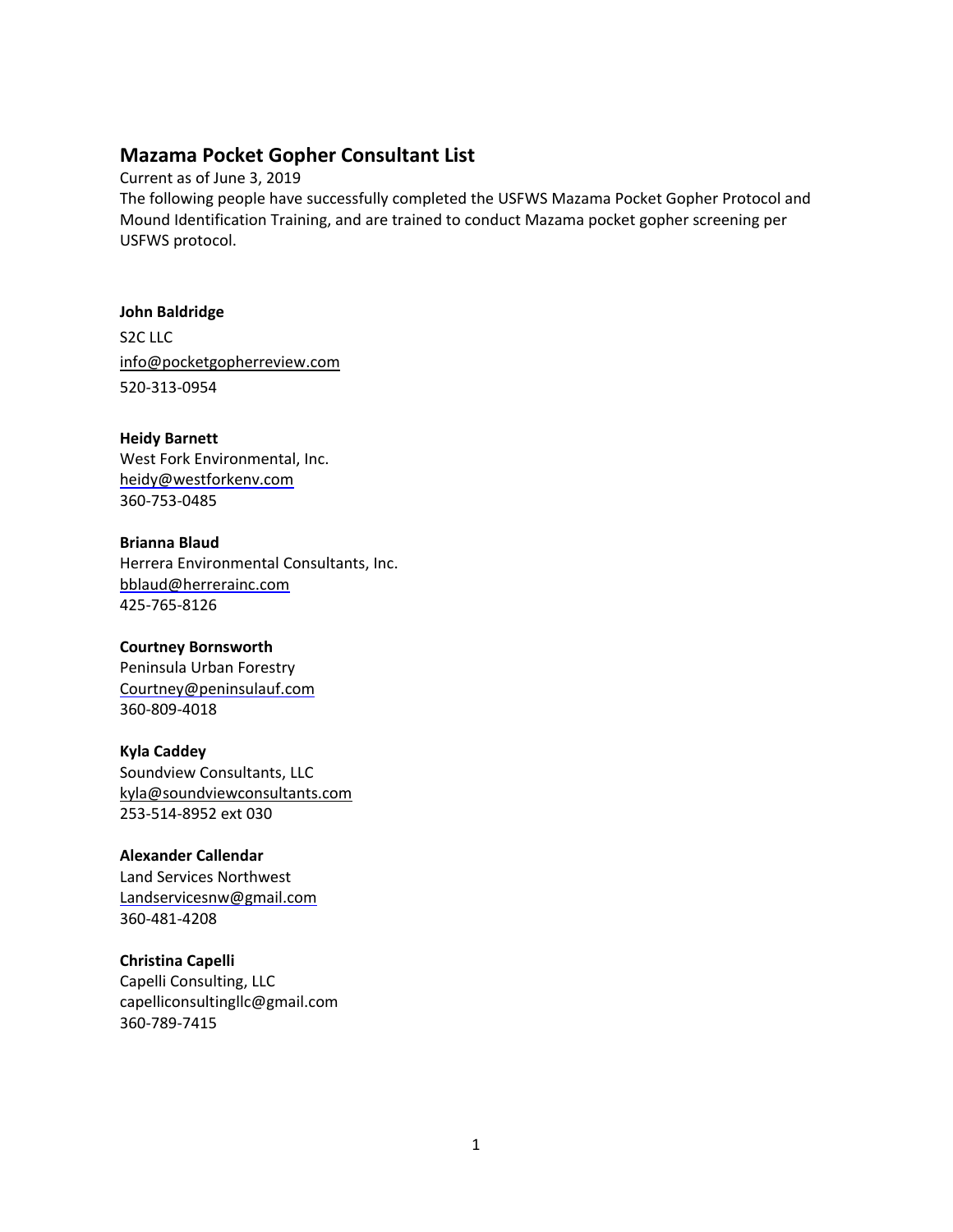## Mazama Pocket Gopher Consultant List

Current as of June 3, 2019

The following people have successfully completed the USFWS Mazama Pocket Gopher Protocol and Mound Identification Training, and are trained to conduct Mazama pocket gopher screening per USFWS protocol.

**John Baldridge**
S2C LLC
info@pocketgopherreview.com
520-313-0954

**Heidy Barnett**
West Fork Environmental, Inc.
heidy@westforkenv.com
360-753-0485

**Brianna Blaud**
Herrera Environmental Consultants, Inc.
bblaud@herrerainc.com
425-765-8126

**Courtney Bornsworth**
Peninsula Urban Forestry
Courtney@peninsulauf.com
360-809-4018

**Kyla Caddey**
Soundview Consultants, LLC
kyla@soundviewconsultants.com
253-514-8952 ext 030

**Alexander Callendar**
Land Services Northwest
Landservicesnw@gmail.com
360-481-4208

**Christina Capelli**
Capelli Consulting, LLC
capelliconsultingllc@gmail.com
360-789-7415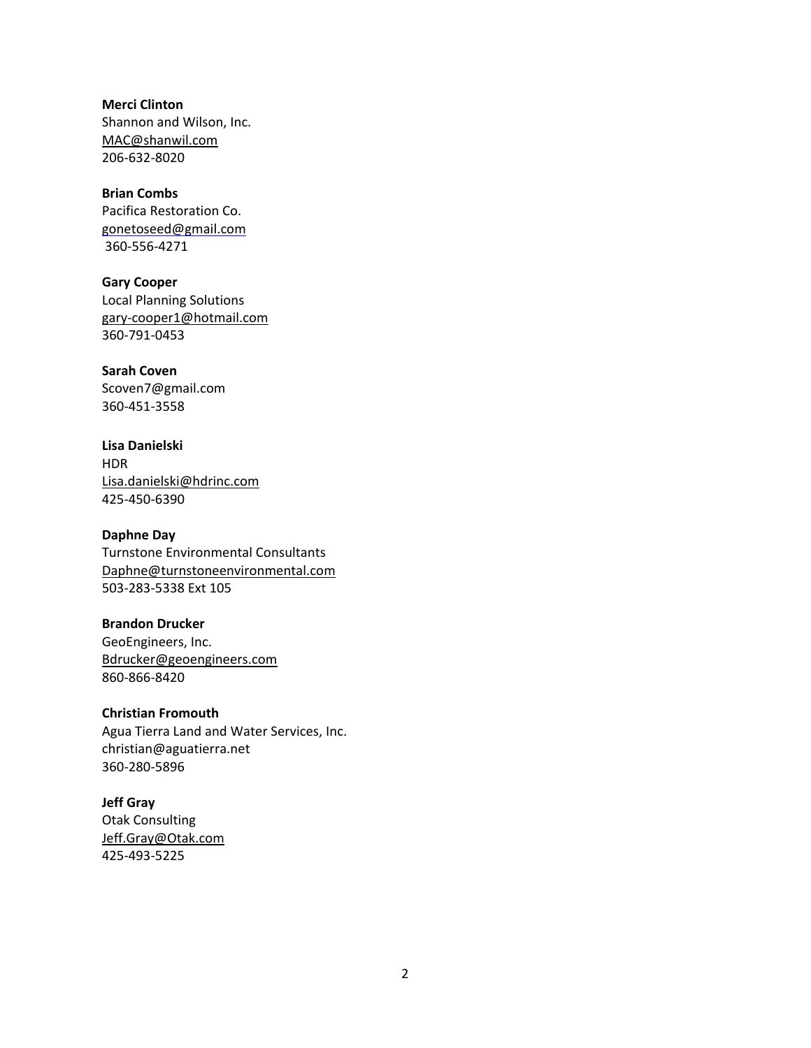**Merci Clinton**
Shannon and Wilson, Inc.
MAC@shanwil.com
206-632-8020

**Brian Combs**
Pacifica Restoration Co.
gonetoseed@gmail.com
360-556-4271

**Gary Cooper**
Local Planning Solutions
gary-cooper1@hotmail.com
360-791-0453

**Sarah Coven**
Scoven7@gmail.com
360-451-3558

**Lisa Danielski**
HDR
Lisa.danielski@hdrinc.com
425-450-6390

**Daphne Day**
Turnstone Environmental Consultants
Daphne@turnstoneenvironmental.com
503-283-5338 Ext 105

**Brandon Drucker**
GeoEngineers, Inc.
Bdrucker@geoengineers.com
860-866-8420

**Christian Fromouth**
Agua Tierra Land and Water Services, Inc.
christian@aguatierra.net
360-280-5896

**Jeff Gray**
Otak Consulting
Jeff.Gray@Otak.com
425-493-5225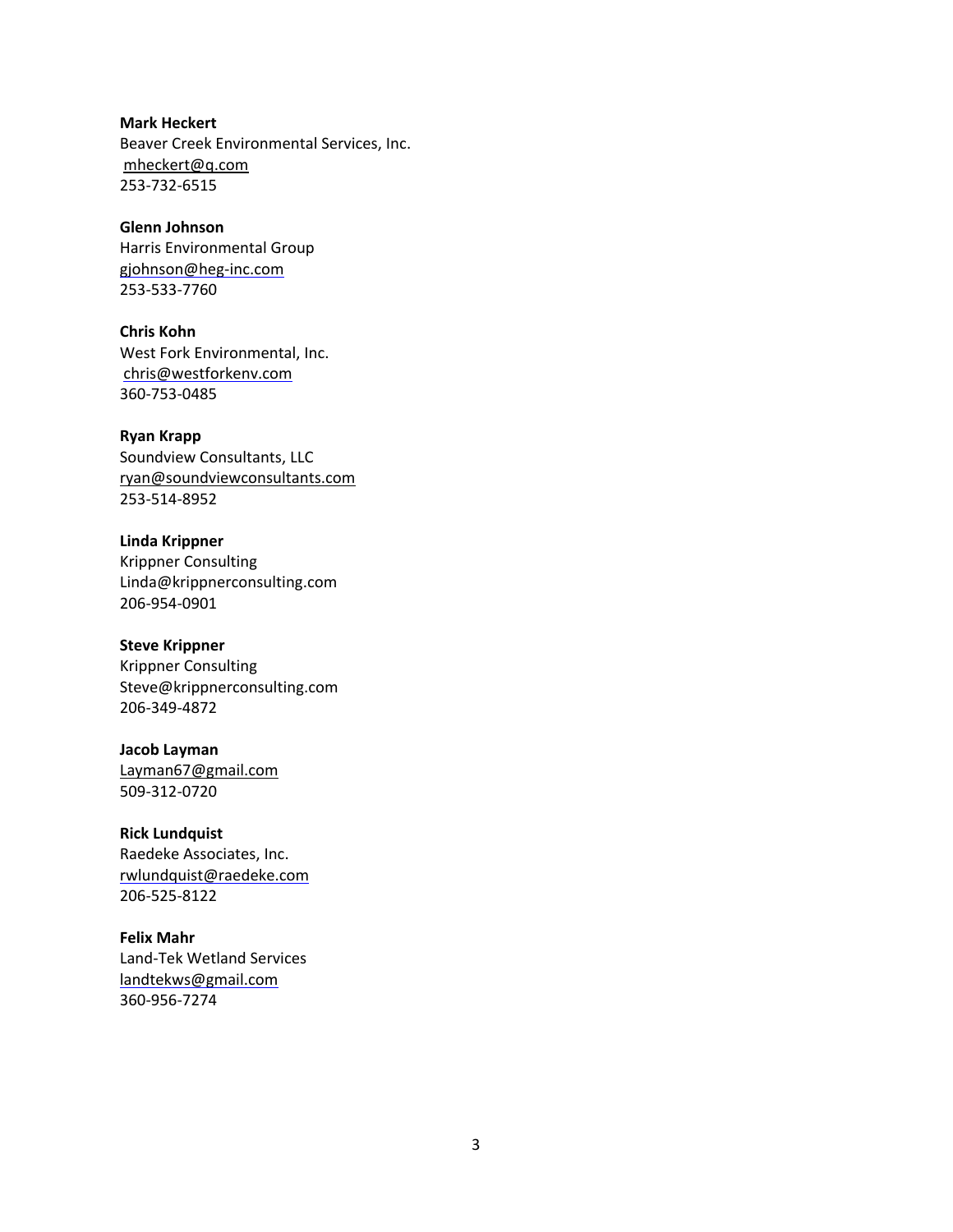**Mark Heckert**
Beaver Creek Environmental Services, Inc.
mheckert@q.com
253-732-6515

**Glenn Johnson**
Harris Environmental Group
gjohnson@heg-inc.com
253-533-7760

**Chris Kohn**
West Fork Environmental, Inc.
chris@westforkenv.com
360-753-0485

**Ryan Krapp**
Soundview Consultants, LLC
ryan@soundviewconsultants.com
253-514-8952

**Linda Krippner**
Krippner Consulting
Linda@krippnerconsulting.com
206-954-0901

**Steve Krippner**
Krippner Consulting
Steve@krippnerconsulting.com
206-349-4872

**Jacob Layman**
Layman67@gmail.com
509-312-0720

**Rick Lundquist**
Raedeke Associates, Inc.
rwlundquist@raedeke.com
206-525-8122

**Felix Mahr**
Land-Tek Wetland Services
landtekws@gmail.com
360-956-7274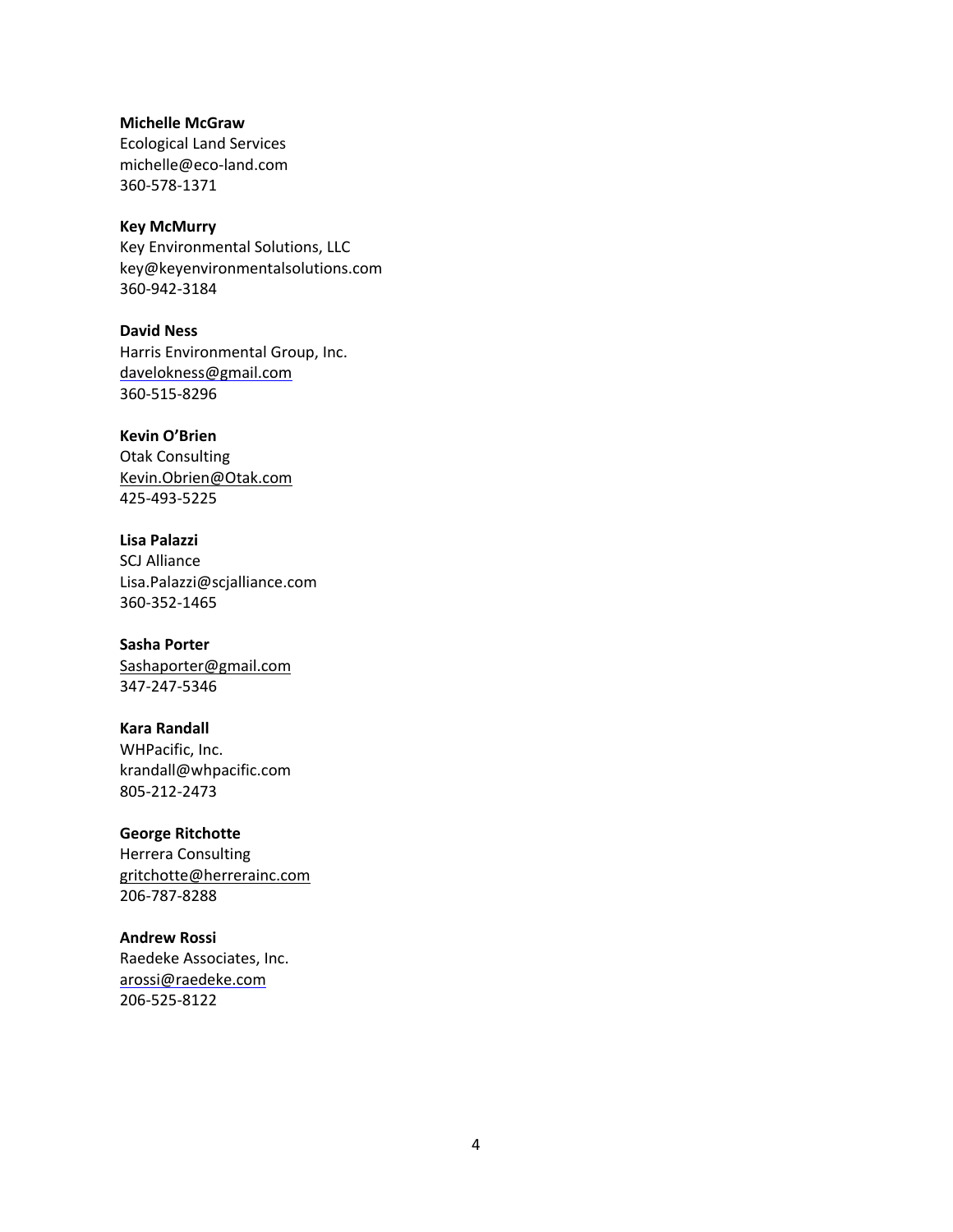**Michelle McGraw**
Ecological Land Services
michelle@eco-land.com
360-578-1371

**Key McMurry**
Key Environmental Solutions, LLC
key@keyenvironmentalsolutions.com
360-942-3184

**David Ness**
Harris Environmental Group, Inc.
davelokness@gmail.com
360-515-8296

**Kevin O'Brien**
Otak Consulting
Kevin.Obrien@Otak.com
425-493-5225

**Lisa Palazzi**
SCJ Alliance
Lisa.Palazzi@scjalliance.com
360-352-1465

**Sasha Porter**
Sashaporter@gmail.com
347-247-5346

**Kara Randall**
WHPacific, Inc.
krandall@whpacific.com
805-212-2473

**George Ritchotte**
Herrera Consulting
gritchotte@herrerainc.com
206-787-8288

**Andrew Rossi**
Raedeke Associates, Inc.
arossi@raedeke.com
206-525-8122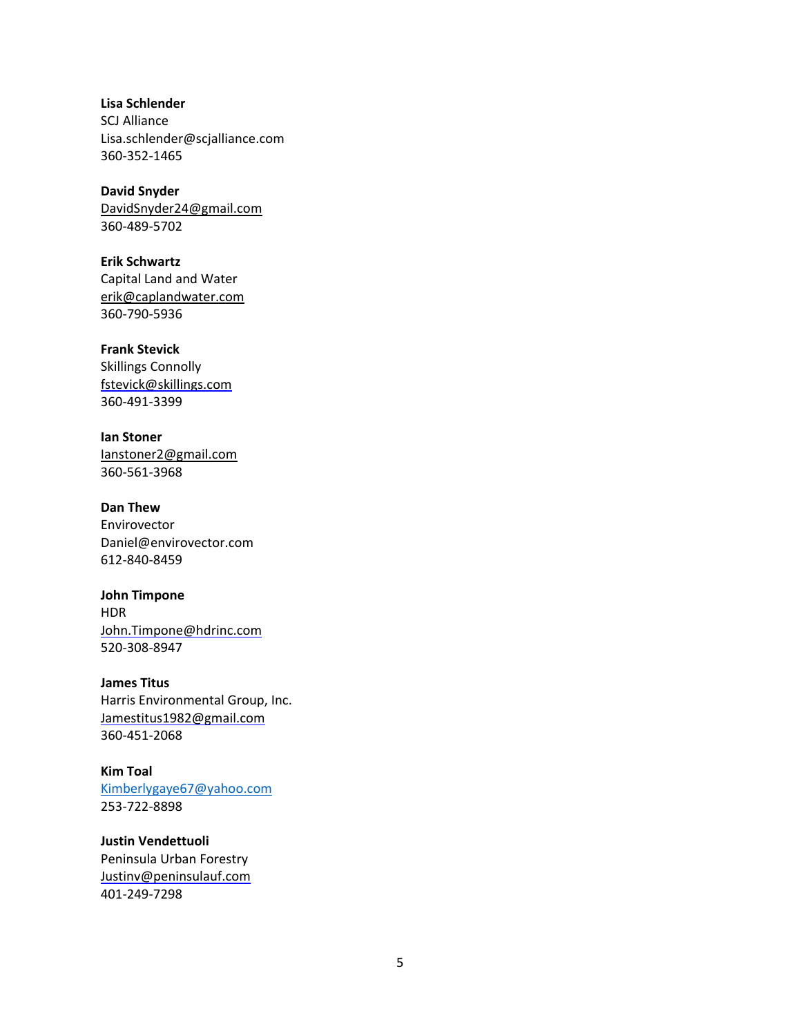**Lisa Schlender**
SCJ Alliance
Lisa.schlender@scjalliance.com
360-352-1465

**David Snyder**
DavidSnyder24@gmail.com
360-489-5702

**Erik Schwartz**
Capital Land and Water
erik@caplandwater.com
360-790-5936

**Frank Stevick**
Skillings Connolly
fstevick@skillings.com
360-491-3399

**Ian Stoner**
Ianstoner2@gmail.com
360-561-3968

**Dan Thew**
Envirovector
Daniel@envirovector.com
612-840-8459

**John Timpone**
HDR
John.Timpone@hdrinc.com
520-308-8947

**James Titus**
Harris Environmental Group, Inc.
Jamestitus1982@gmail.com
360-451-2068

**Kim Toal**
Kimberlygaye67@yahoo.com
253-722-8898

**Justin Vendettuoli**
Peninsula Urban Forestry
Justinv@peninsulauf.com
401-249-7298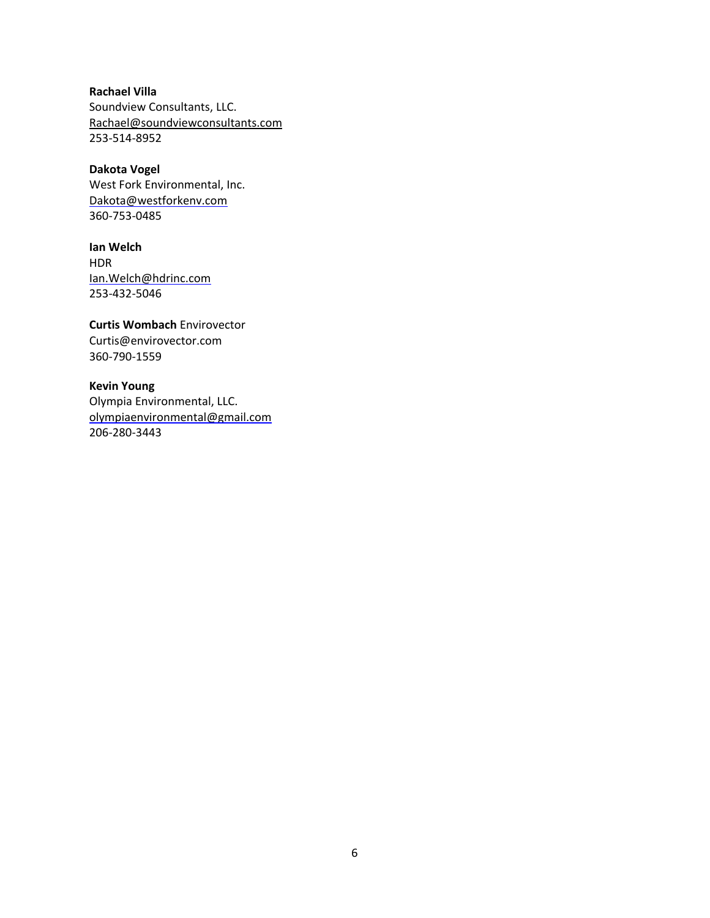**Rachael Villa**
Soundview Consultants, LLC.
Rachael@soundviewconsultants.com
253-514-8952

**Dakota Vogel**
West Fork Environmental, Inc.
Dakota@westforkenv.com
360-753-0485

**Ian Welch**
HDR
Ian.Welch@hdrinc.com
253-432-5046

**Curtis Wombach** Envirovector
Curtis@envirovector.com
360-790-1559

**Kevin Young**
Olympia Environmental, LLC.
olympiaenvironmental@gmail.com
206-280-3443